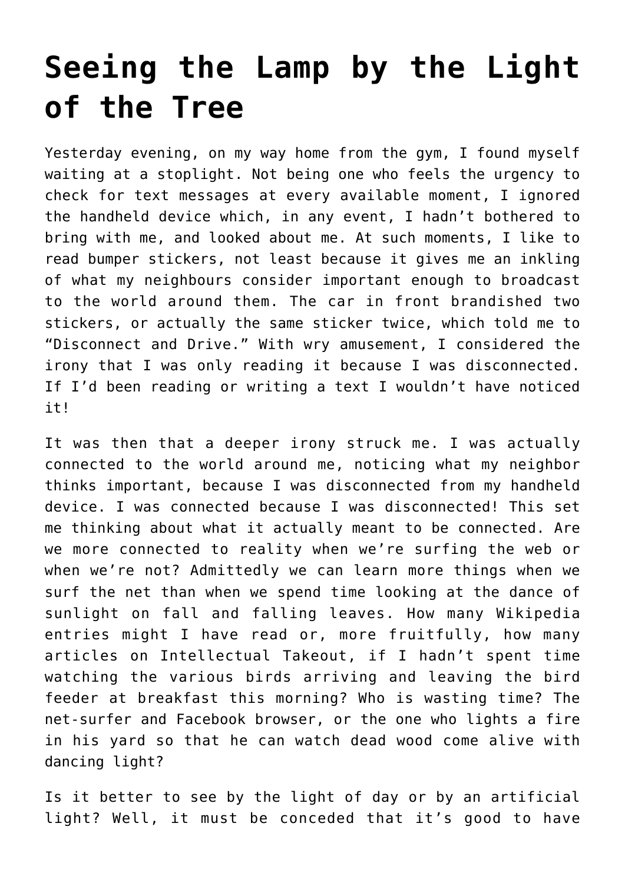# Seeing the Lamp by the Light of the Tree

Yesterday evening, on my way home from the gym, I found myself waiting at a stoplight. Not being one who feels the urgency to check for text messages at every available moment, I ignored the handheld device which, in any event, I hadn't bothered to bring with me, and looked about me. At such moments, I like to read bumper stickers, not least because it gives me an inkling of what my neighbours consider important enough to broadcast to the world around them. The car in front brandished two stickers, or actually the same sticker twice, which told me to "Disconnect and Drive." With wry amusement, I considered the irony that I was only reading it because I was disconnected. If I'd been reading or writing a text I wouldn't have noticed it!

It was then that a deeper irony struck me. I was actually connected to the world around me, noticing what my neighbor thinks important, because I was disconnected from my handheld device. I was connected because I was disconnected! This set me thinking about what it actually meant to be connected. Are we more connected to reality when we're surfing the web or when we're not? Admittedly we can learn more things when we surf the net than when we spend time looking at the dance of sunlight on fall and falling leaves. How many Wikipedia entries might I have read or, more fruitfully, how many articles on Intellectual Takeout, if I hadn't spent time watching the various birds arriving and leaving the bird feeder at breakfast this morning? Who is wasting time? The net-surfer and Facebook browser, or the one who lights a fire in his yard so that he can watch dead wood come alive with dancing light?

Is it better to see by the light of day or by an artificial light? Well, it must be conceded that it's good to have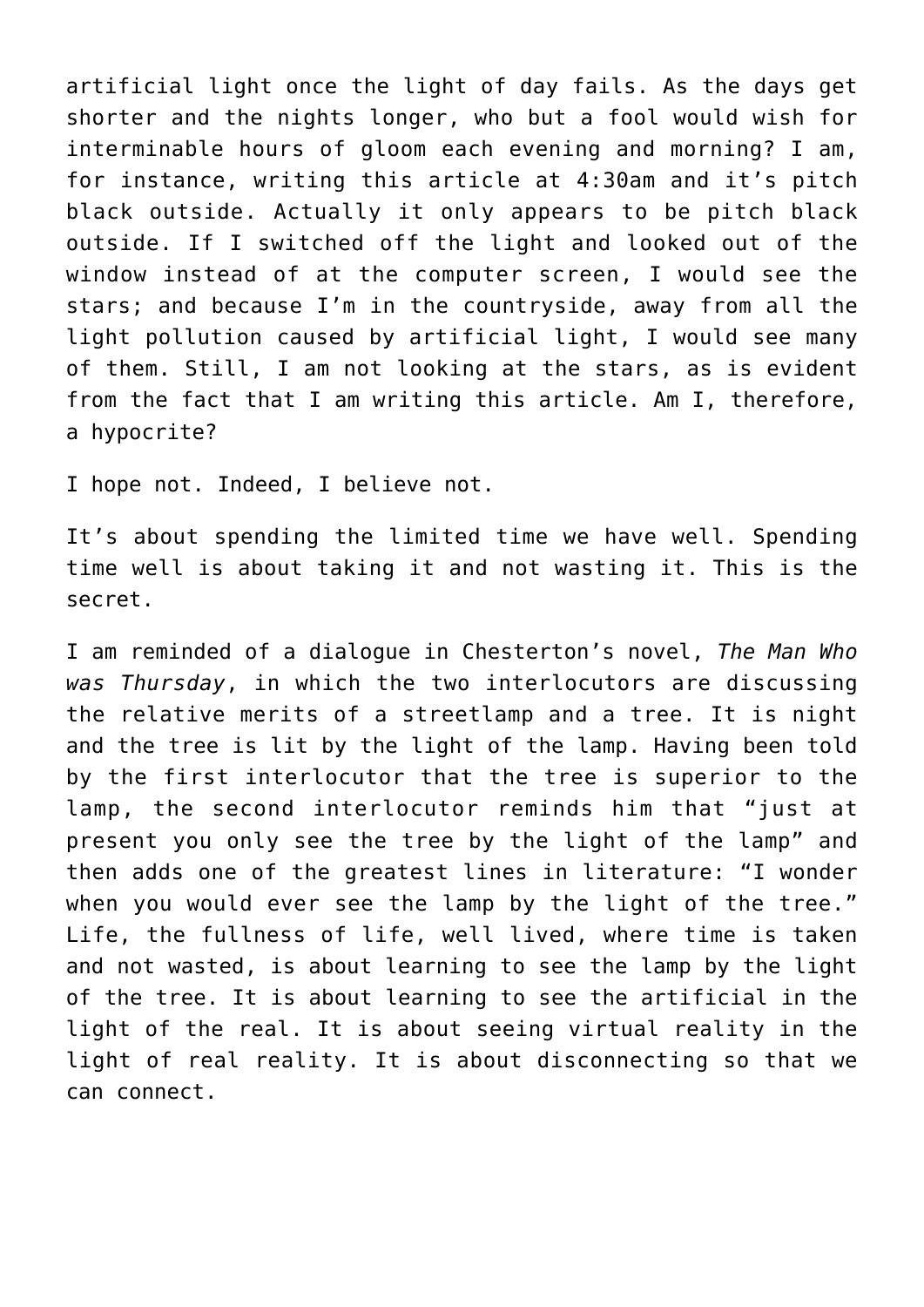artificial light once the light of day fails. As the days get shorter and the nights longer, who but a fool would wish for interminable hours of gloom each evening and morning? I am, for instance, writing this article at 4:30am and it's pitch black outside. Actually it only appears to be pitch black outside. If I switched off the light and looked out of the window instead of at the computer screen, I would see the stars; and because I'm in the countryside, away from all the light pollution caused by artificial light, I would see many of them. Still, I am not looking at the stars, as is evident from the fact that I am writing this article. Am I, therefore, a hypocrite?

I hope not. Indeed, I believe not.

It's about spending the limited time we have well. Spending time well is about taking it and not wasting it. This is the secret.

I am reminded of a dialogue in Chesterton's novel, *The Man Who was Thursday*, in which the two interlocutors are discussing the relative merits of a streetlamp and a tree. It is night and the tree is lit by the light of the lamp. Having been told by the first interlocutor that the tree is superior to the lamp, the second interlocutor reminds him that "just at present you only see the tree by the light of the lamp" and then adds one of the greatest lines in literature: "I wonder when you would ever see the lamp by the light of the tree." Life, the fullness of life, well lived, where time is taken and not wasted, is about learning to see the lamp by the light of the tree. It is about learning to see the artificial in the light of the real. It is about seeing virtual reality in the light of real reality. It is about disconnecting so that we can connect.